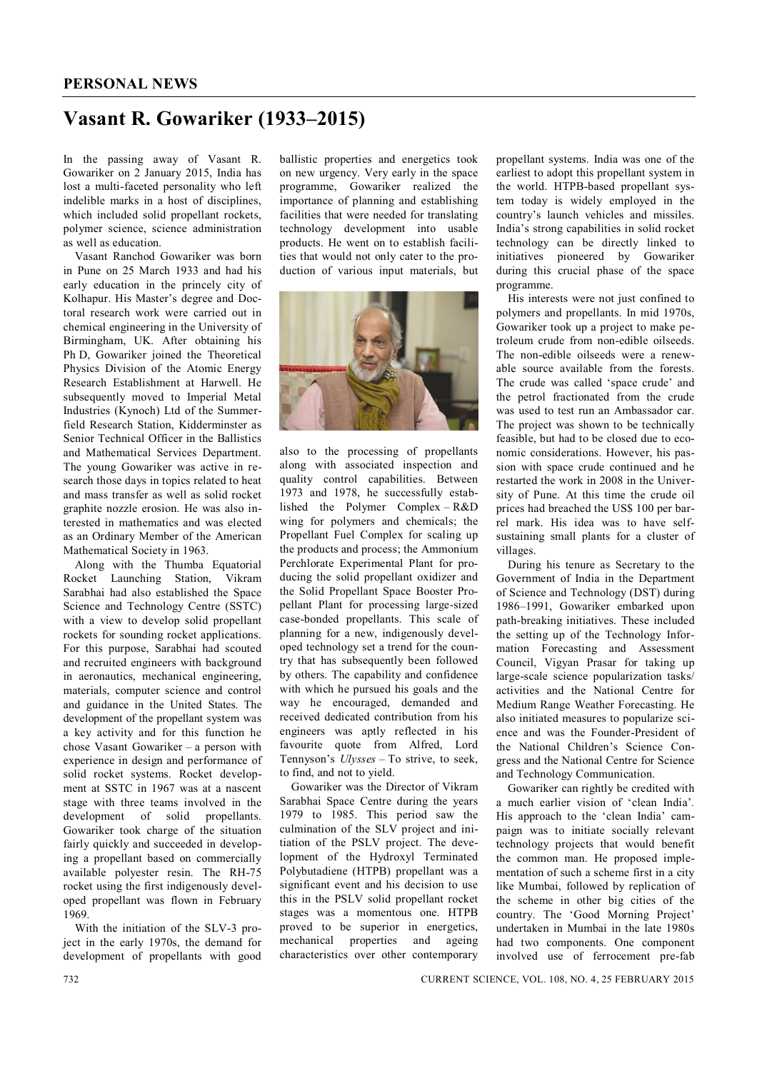## PERSONAL NEWS

# Vasant R. Gowariker (1933–2015)

In the passing away of Vasant R. Gowariker on 2 January 2015, India has lost a multi-faceted personality who left indelible marks in a host of disciplines, which included solid propellant rockets, polymer science, science administration as well as education.

Vasant Ranchod Gowariker was born in Pune on 25 March 1933 and had his early education in the princely city of Kolhapur. His Master's degree and Doctoral research work were carried out in chemical engineering in the University of Birmingham, UK. After obtaining his Ph D, Gowariker joined the Theoretical Physics Division of the Atomic Energy Research Establishment at Harwell. He subsequently moved to Imperial Metal Industries (Kynoch) Ltd of the Summerfield Research Station, Kidderminster as Senior Technical Officer in the Ballistics and Mathematical Services Department. The young Gowariker was active in research those days in topics related to heat and mass transfer as well as solid rocket graphite nozzle erosion. He was also interested in mathematics and was elected as an Ordinary Member of the American Mathematical Society in 1963.

Along with the Thumba Equatorial Rocket Launching Station, Vikram Sarabhai had also established the Space Science and Technology Centre (SSTC) with a view to develop solid propellant rockets for sounding rocket applications. For this purpose, Sarabhai had scouted and recruited engineers with background in aeronautics, mechanical engineering, materials, computer science and control and guidance in the United States. The development of the propellant system was a key activity and for this function he chose Vasant Gowariker – a person with experience in design and performance of solid rocket systems. Rocket development at SSTC in 1967 was at a nascent stage with three teams involved in the development of solid propellants. Gowariker took charge of the situation fairly quickly and succeeded in developing a propellant based on commercially available polyester resin. The RH-75 rocket using the first indigenously developed propellant was flown in February 1969.

With the initiation of the SLV-3 project in the early 1970s, the demand for development of propellants with good ballistic properties and energetics took on new urgency. Very early in the space programme, Gowariker realized the importance of planning and establishing facilities that were needed for translating technology development into usable products. He went on to establish facilities that would not only cater to the production of various input materials, but also to the processing of propellants along with associated inspection and quality control capabilities. Between 1973 and 1978, he successfully established the Polymer Complex – R&D wing for polymers and chemicals; the Propellant Fuel Complex for scaling up the products and process; the Ammonium Perchlorate Experimental Plant for producing the solid propellant oxidizer and the Solid Propellant Space Booster Propellant Plant for processing large-sized case-bonded propellants. This scale of planning for a new, indigenously developed technology set a trend for the country that has subsequently been followed by others. The capability and confidence with which he pursued his goals and the way he encouraged, demanded and received dedicated contribution from his engineers was aptly reflected in his favourite quote from Alfred, Lord Tennyson's *Ulysses* – To strive, to seek, to find, and not to yield.

Gowariker was the Director of Vikram Sarabhai Space Centre during the years 1979 to 1985. This period saw the culmination of the SLV project and initiation of the PSLV project. The development of the Hydroxyl Terminated Polybutadiene (HTPB) propellant was a significant event and his decision to use this in the PSLV solid propellant rocket stages was a momentous one. HTPB proved to be superior in energetics, mechanical properties and ageing characteristics over other contemporary propellant systems. India was one of the earliest to adopt this propellant system in the world. HTPB-based propellant system today is widely employed in the country's launch vehicles and missiles. India's strong capabilities in solid rocket technology can be directly linked to initiatives pioneered by Gowariker during this crucial phase of the space programme.

His interests were not just confined to polymers and propellants. In mid 1970s, Gowariker took up a project to make petroleum crude from non-edible oilseeds. The non-edible oilseeds were a renewable source available from the forests. The crude was called 'space crude' and the petrol fractionated from the crude was used to test run an Ambassador car. The project was shown to be technically feasible, but had to be closed due to economic considerations. However, his passion with space crude continued and he restarted the work in 2008 in the University of Pune. At this time the crude oil prices had breached the US$ 100 per barrel mark. His idea was to have self-sustaining small plants for a cluster of villages.

During his tenure as Secretary to the Government of India in the Department of Science and Technology (DST) during 1986–1991, Gowariker embarked upon path-breaking initiatives. These included the setting up of the Technology Information Forecasting and Assessment Council, Vigyan Prasar for taking up large-scale science popularization tasks/activities and the National Centre for Medium Range Weather Forecasting. He also initiated measures to popularize science and was the Founder-President of the National Children's Science Congress and the National Centre for Science and Technology Communication.

Gowariker can rightly be credited with a much earlier vision of 'clean India'. His approach to the 'clean India' campaign was to initiate socially relevant technology projects that would benefit the common man. He proposed implementation of such a scheme first in a city like Mumbai, followed by replication of the scheme in other big cities of the country. The 'Good Morning Project' undertaken in Mumbai in the late 1980s had two components. One component involved use of ferrocement pre-fab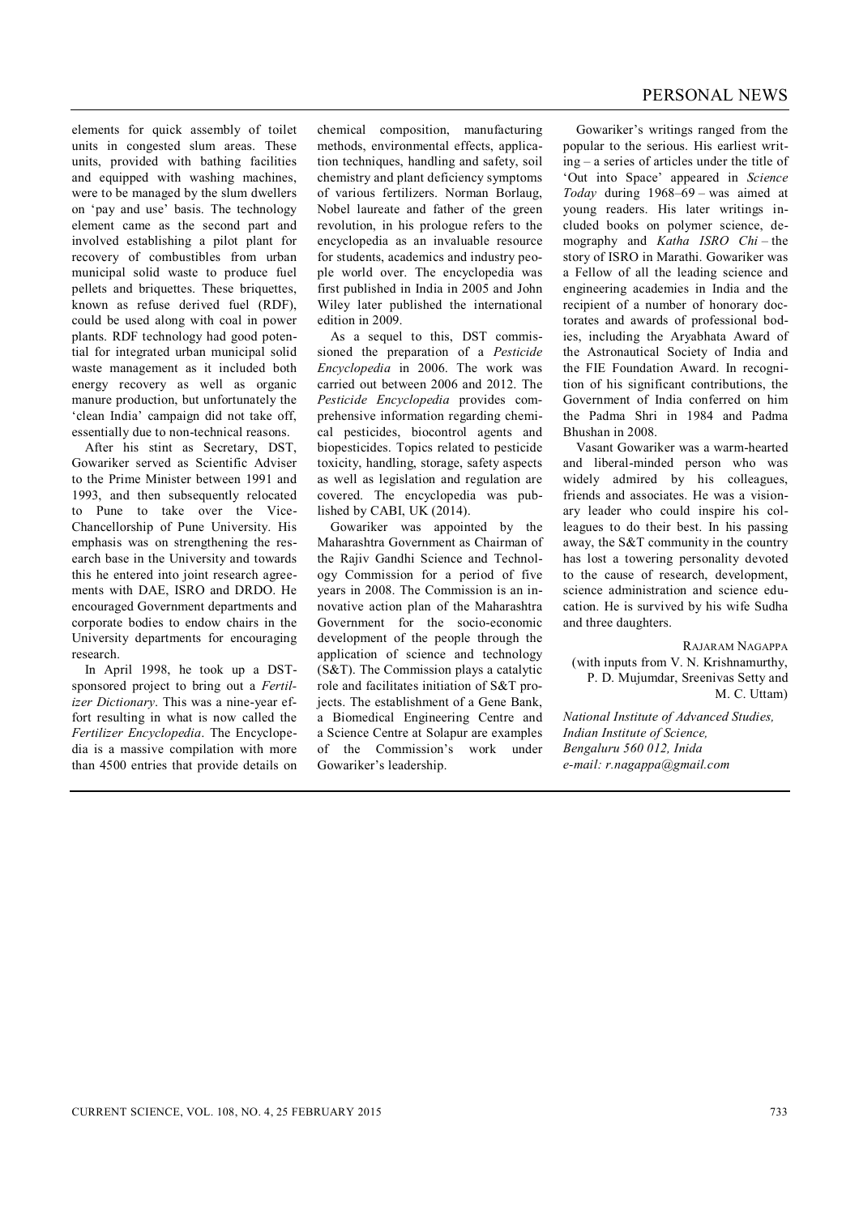elements for quick assembly of toilet units in congested slum areas. These units, provided with bathing facilities and equipped with washing machines, were to be managed by the slum dwellers on 'pay and use' basis. The technology element came as the second part and involved establishing a pilot plant for recovery of combustibles from urban municipal solid waste to produce fuel pellets and briquettes. These briquettes, known as refuse derived fuel (RDF), could be used along with coal in power plants. RDF technology had good potential for integrated urban municipal solid waste management as it included both energy recovery as well as organic manure production, but unfortunately the 'clean India' campaign did not take off, essentially due to non-technical reasons.

After his stint as Secretary, DST, Gowariker served as Scientific Adviser to the Prime Minister between 1991 and 1993, and then subsequently relocated to Pune to take over the Vice-Chancellorship of Pune University. His emphasis was on strengthening the research base in the University and towards this he entered into joint research agreements with DAE, ISRO and DRDO. He encouraged Government departments and corporate bodies to endow chairs in the University departments for encouraging research.

In April 1998, he took up a DST-sponsored project to bring out a *Fertilizer Dictionary*. This was a nine-year effort resulting in what is now called the *Fertilizer Encyclopedia*. The Encyclopedia is a massive compilation with more than 4500 entries that provide details on chemical composition, manufacturing methods, environmental effects, application techniques, handling and safety, soil chemistry and plant deficiency symptoms of various fertilizers. Norman Borlaug, Nobel laureate and father of the green revolution, in his prologue refers to the encyclopedia as an invaluable resource for students, academics and industry people world over. The encyclopedia was first published in India in 2005 and John Wiley later published the international edition in 2009.

As a sequel to this, DST commissioned the preparation of a *Pesticide Encyclopedia* in 2006. The work was carried out between 2006 and 2012. The *Pesticide Encyclopedia* provides comprehensive information regarding chemical pesticides, biocontrol agents and biopesticides. Topics related to pesticide toxicity, handling, storage, safety aspects as well as legislation and regulation are covered. The encyclopedia was published by CABI, UK (2014).

Gowariker was appointed by the Maharashtra Government as Chairman of the Rajiv Gandhi Science and Technology Commission for a period of five years in 2008. The Commission is an innovative action plan of the Maharashtra Government for the socio-economic development of the people through the application of science and technology (S&T). The Commission plays a catalytic role and facilitates initiation of S&T projects. The establishment of a Gene Bank, a Biomedical Engineering Centre and a Science Centre at Solapur are examples of the Commission's work under Gowariker's leadership.

Gowariker's writings ranged from the popular to the serious. His earliest writing – a series of articles under the title of 'Out into Space' appeared in *Science Today* during 1968–69 – was aimed at young readers. His later writings included books on polymer science, demography and *Katha ISRO Chi* – the story of ISRO in Marathi. Gowariker was a Fellow of all the leading science and engineering academies in India and the recipient of a number of honorary doctorates and awards of professional bodies, including the Aryabhata Award of the Astronautical Society of India and the FIE Foundation Award. In recognition of his significant contributions, the Government of India conferred on him the Padma Shri in 1984 and Padma Bhushan in 2008.

Vasant Gowariker was a warm-hearted and liberal-minded person who was widely admired by his colleagues, friends and associates. He was a visionary leader who could inspire his colleagues to do their best. In his passing away, the S&T community in the country has lost a towering personality devoted to the cause of research, development, science administration and science education. He is survived by his wife Sudha and three daughters.

RAJARAM NAGAPPA
(with inputs from V. N. Krishnamurthy, P. D. Mujumdar, Sreenivas Setty and M. C. Uttam)

*National Institute of Advanced Studies, Indian Institute of Science, Bengaluru 560 012, Inida*
*e-mail: r.nagappa@gmail.com*